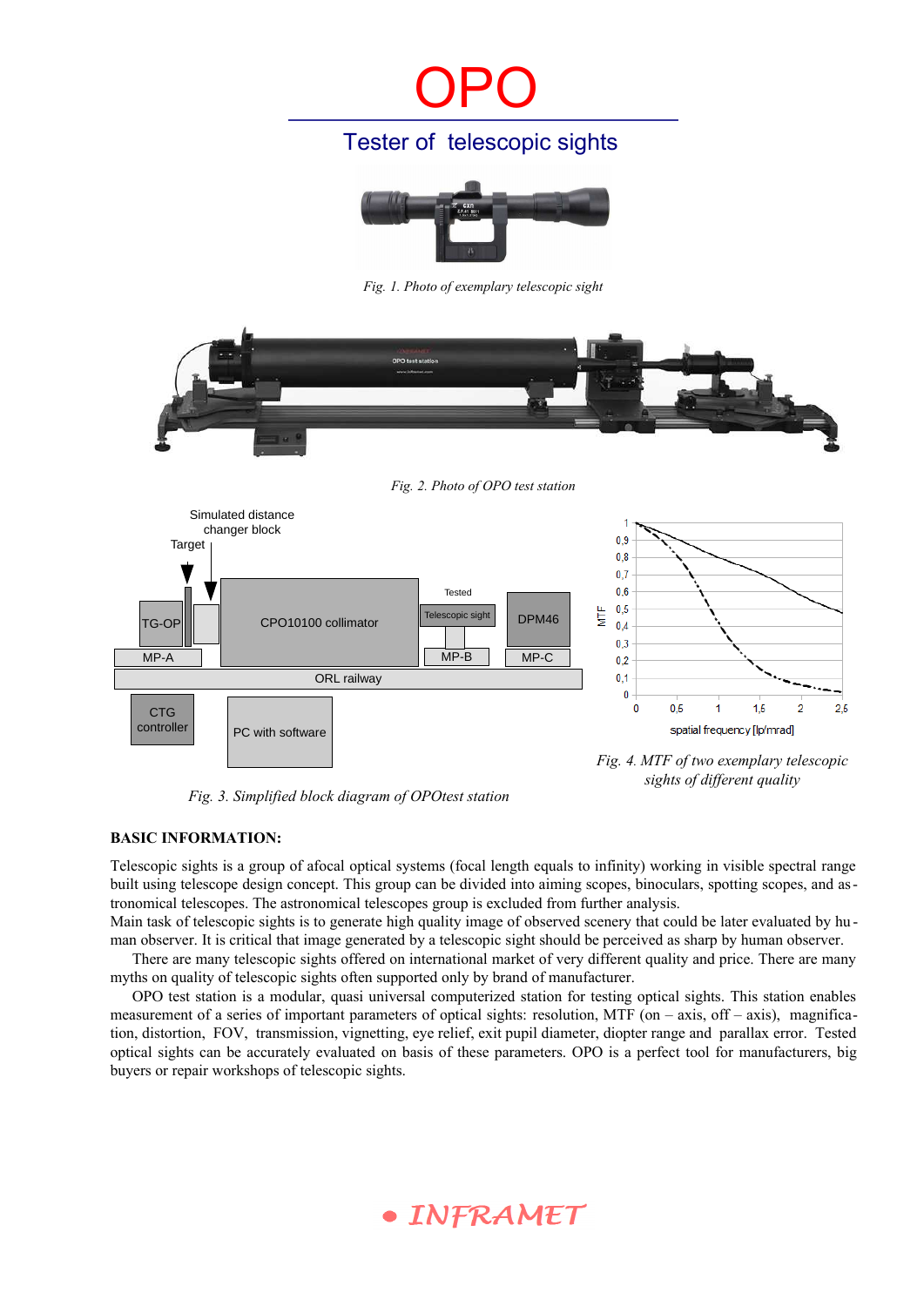# OPO

## Tester of telescopic sights

*Fig. 1. Photo of exemplary telescopic sight*

*Fig. 2. Photo of OPO test station*

*Fig. 3. Simplified block diagram of OPOtest station*

*Fig. 4. MTF of two exemplary telescopic sights of different quality*

**BASIC INFORMATION:**

Telescopic sights is a group of afocal optical systems (focal length equals to infinity) working in visible spectral range built using telescope design concept. This group can be divided into aiming scopes, binoculars, spotting scopes, and astronomical telescopes. The astronomical telescopes group is excluded from further analysis.

Main task of telescopic sights is to generate high quality image of observed scenery that could be later evaluated by human observer. It is critical that image generated by a telescopic sight should be perceived as sharp by human observer.

There are many telescopic sights offered on international market of very different quality and price. There are many myths on quality of telescopic sights often supported only by brand of manufacturer.

OPO test station is a modular, quasi universal computerized station for testing optical sights. This station enables measurement of a series of important parameters of optical sights: resolution, MTF (on – axis, off – axis), magnification, distortion, FOV, transmission, vignetting, eye relief, exit pupil diameter, diopter range and parallax error. Tested optical sights can be accurately evaluated on basis of these parameters. OPO is a perfect tool for manufacturers, big buyers or repair workshops of telescopic sights.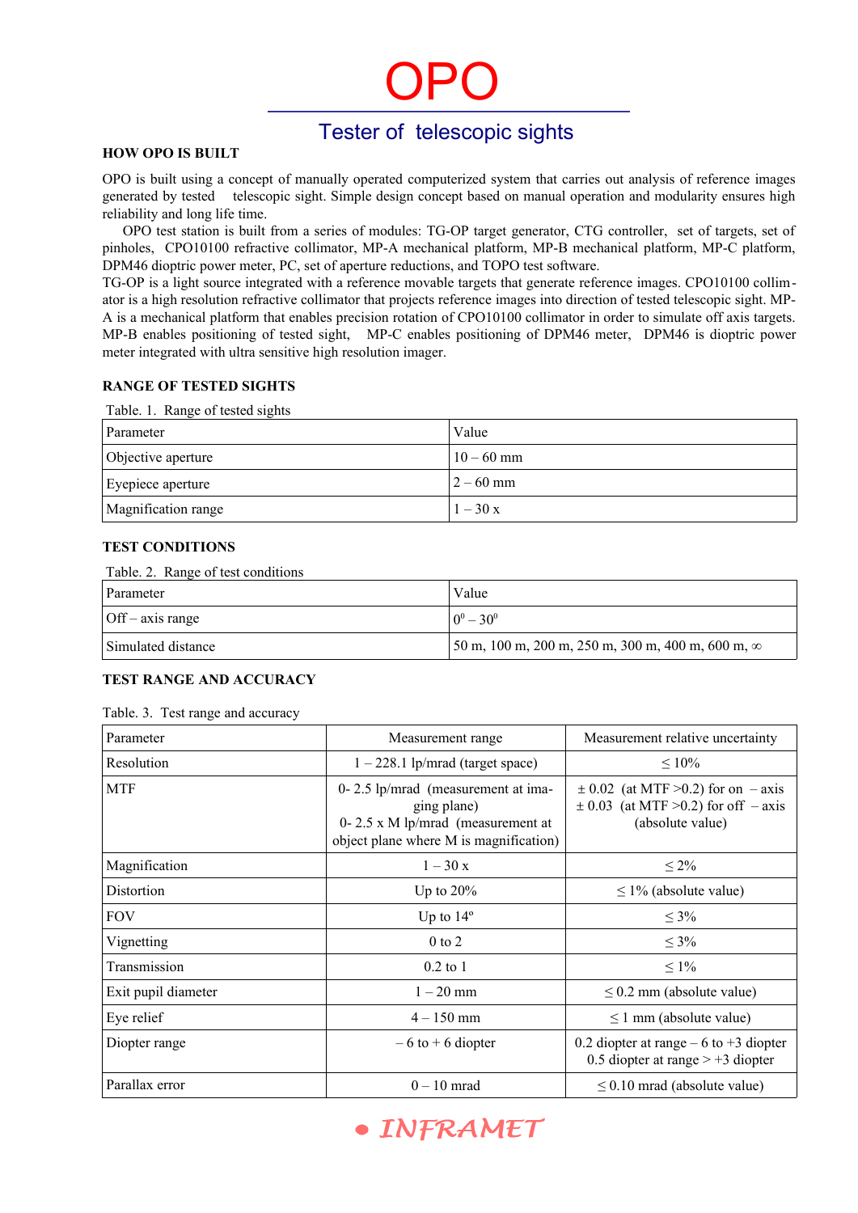# OPO

## Tester of telescopic sights

### HOW OPO IS BUILT

OPO is built using a concept of manually operated computerized system that carries out analysis of reference images generated by tested telescopic sight. Simple design concept based on manual operation and modularity ensures high reliability and long life time.

OPO test station is built from a series of modules: TG-OP target generator, CTG controller, set of targets, set of pinholes, CPO10100 refractive collimator, MP-A mechanical platform, MP-B mechanical platform, MP-C platform, DPM46 dioptric power meter, PC, set of aperture reductions, and TOPO test software.

TG-OP is a light source integrated with a reference movable targets that generate reference images. CPO10100 collimator is a high resolution refractive collimator that projects reference images into direction of tested telescopic sight. MP-A is a mechanical platform that enables precision rotation of CPO10100 collimator in order to simulate off axis targets. MP-B enables positioning of tested sight, MP-C enables positioning of DPM46 meter, DPM46 is dioptric power meter integrated with ultra sensitive high resolution imager.

### RANGE OF TESTED SIGHTS

Table. 1. Range of tested sights

| Parameter | Value |
|---|---|
| Objective aperture | 10 – 60 mm |
| Eyepiece aperture | 2 – 60 mm |
| Magnification range | 1 – 30 x |

### TEST CONDITIONS

Table. 2. Range of test conditions

| Parameter | Value |
|---|---|
| Off – axis range | $0^0 – 30^0$ |
| Simulated distance | 50 m, 100 m, 200 m, 250 m, 300 m, 400 m, 600 m, ∞ |

### TEST RANGE AND ACCURACY

Table. 3. Test range and accuracy

| Parameter | Measurement range | Measurement relative uncertainty |
|---|---|---|
| Resolution | 1 – 228.1 lp/mrad (target space) | ≤ 10% |
| MTF | 0- 2.5 lp/mrad (measurement at imaging plane)<br>0- 2.5 x M lp/mrad (measurement at object plane where M is magnification) | ± 0.02 (at MTF >0.2) for on – axis<br>± 0.03 (at MTF >0.2) for off – axis<br>(absolute value) |
| Magnification | 1 – 30 x | ≤ 2% |
| Distortion | Up to 20% | ≤ 1% (absolute value) |
| FOV | Up to 14º | ≤ 3% |
| Vignetting | 0 to 2 | ≤ 3% |
| Transmission | 0.2 to 1 | ≤ 1% |
| Exit pupil diameter | 1 – 20 mm | ≤ 0.2 mm (absolute value) |
| Eye relief | 4 – 150 mm | ≤ 1 mm (absolute value) |
| Diopter range | – 6 to + 6 diopter | 0.2 diopter at range – 6 to +3 diopter<br>0.5 diopter at range > +3 diopter |
| Parallax error | 0 – 10 mrad | ≤ 0.10 mrad (absolute value) |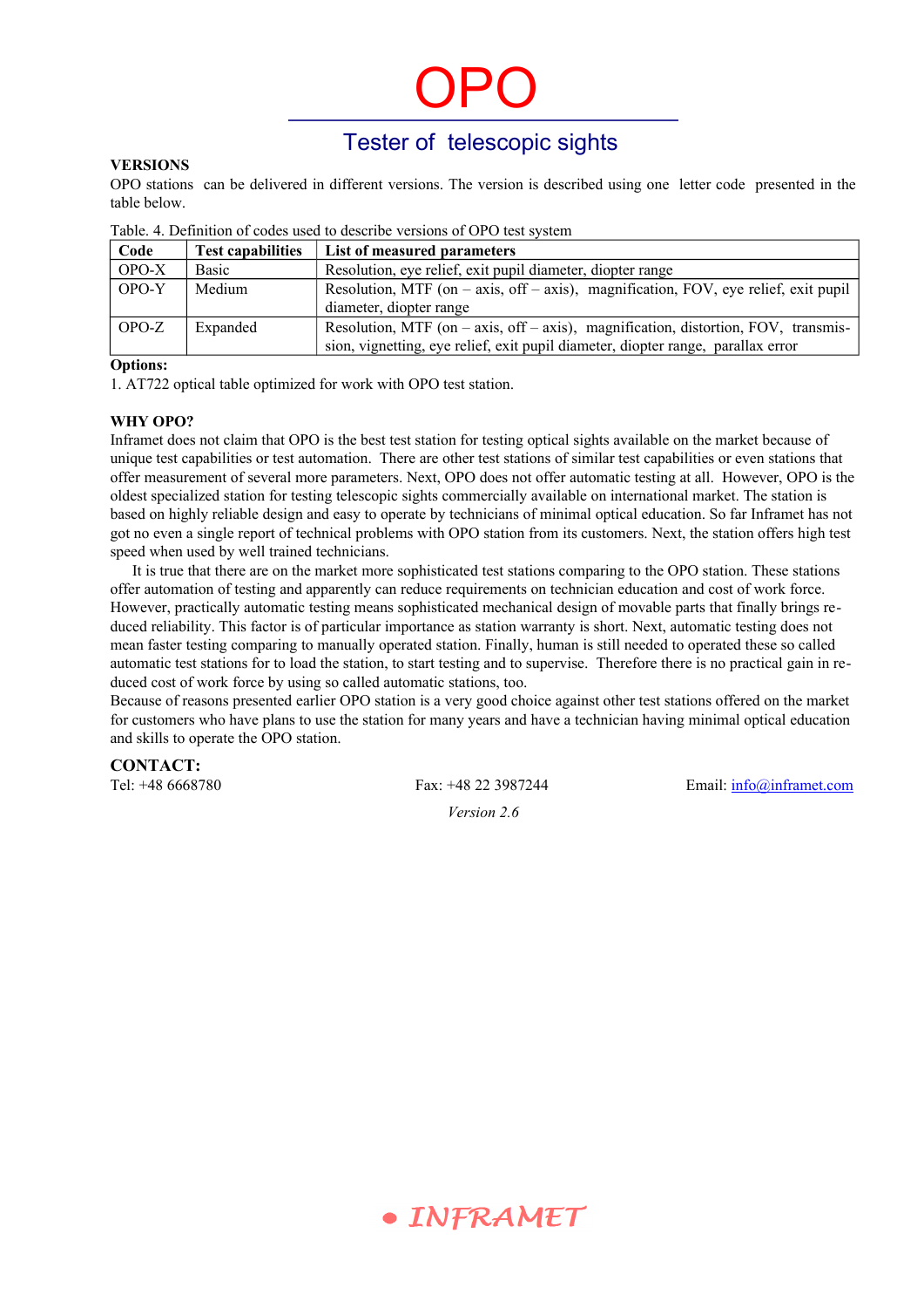# OPO

## Tester of telescopic sights

**VERSIONS**

OPO stations can be delivered in different versions. The version is described using one letter code presented in the table below.

Table. 4. Definition of codes used to describe versions of OPO test system

| Code | Test capabilities | List of measured parameters |
|---|---|---|
| OPO-X | Basic | Resolution, eye relief, exit pupil diameter, diopter range |
| OPO-Y | Medium | Resolution, MTF (on – axis, off – axis), magnification, FOV, eye relief, exit pupil diameter, diopter range |
| OPO-Z | Expanded | Resolution, MTF (on – axis, off – axis), magnification, distortion, FOV, transmission, vignetting, eye relief, exit pupil diameter, diopter range, parallax error |

**Options:**

1. AT722 optical table optimized for work with OPO test station.

**WHY OPO?**

Inframet does not claim that OPO is the best test station for testing optical sights available on the market because of unique test capabilities or test automation. There are other test stations of similar test capabilities or even stations that offer measurement of several more parameters. Next, OPO does not offer automatic testing at all. However, OPO is the oldest specialized station for testing telescopic sights commercially available on international market. The station is based on highly reliable design and easy to operate by technicians of minimal optical education. So far Inframet has not got no even a single report of technical problems with OPO station from its customers. Next, the station offers high test speed when used by well trained technicians.

It is true that there are on the market more sophisticated test stations comparing to the OPO station. These stations offer automation of testing and apparently can reduce requirements on technician education and cost of work force. However, practically automatic testing means sophisticated mechanical design of movable parts that finally brings reduced reliability. This factor is of particular importance as station warranty is short. Next, automatic testing does not mean faster testing comparing to manually operated station. Finally, human is still needed to operated these so called automatic test stations for to load the station, to start testing and to supervise. Therefore there is no practical gain in reduced cost of work force by using so called automatic stations, too.

Because of reasons presented earlier OPO station is a very good choice against other test stations offered on the market for customers who have plans to use the station for many years and have a technician having minimal optical education and skills to operate the OPO station.

**CONTACT:**

Tel: +48 6668780 Fax: +48 22 3987244 Email: info@inframet.com

*Version 2.6*

INFRAMET